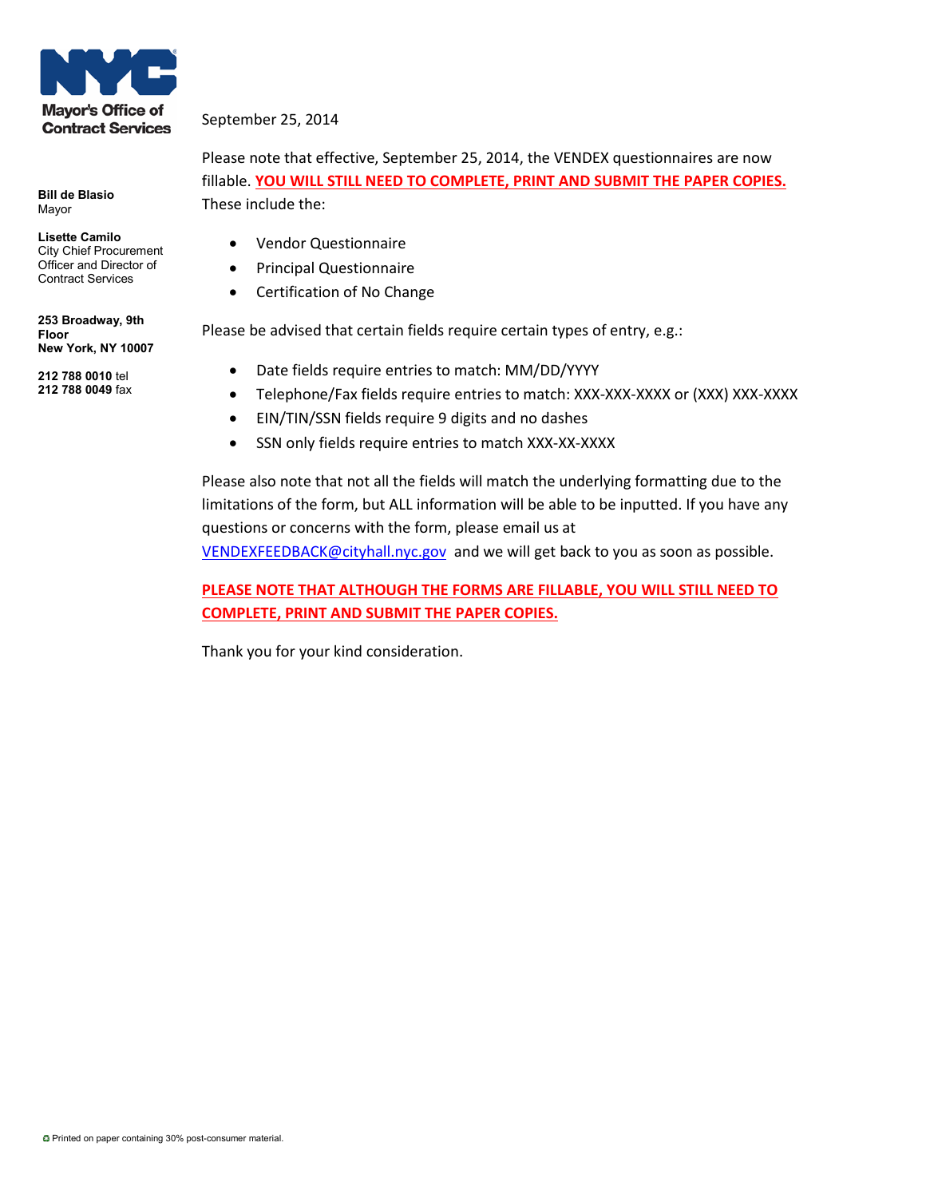**Mayor's Office of Contract Services**

**Bill de Blasio**
Mayor

**Lisette Camilo**
City Chief Procurement Officer and Director of Contract Services

**253 Broadway, 9th Floor**
**New York, NY 10007**

**212 788 0010** tel
**212 788 0049** fax

September 25, 2014

Please note that effective, September 25, 2014, the VENDEX questionnaires are now fillable. **YOU WILL STILL NEED TO COMPLETE, PRINT AND SUBMIT THE PAPER COPIES.** These include the:

- Vendor Questionnaire
- Principal Questionnaire
- Certification of No Change

Please be advised that certain fields require certain types of entry, e.g.:

- Date fields require entries to match: MM/DD/YYYY
- Telephone/Fax fields require entries to match: XXX-XXX-XXXX or (XXX) XXX-XXXX
- EIN/TIN/SSN fields require 9 digits and no dashes
- SSN only fields require entries to match XXX-XX-XXXX

Please also note that not all the fields will match the underlying formatting due to the limitations of the form, but ALL information will be able to be inputted. If you have any questions or concerns with the form, please email us at VENDEXFEEDBACK@cityhall.nyc.gov and we will get back to you as soon as possible.

**PLEASE NOTE THAT ALTHOUGH THE FORMS ARE FILLABLE, YOU WILL STILL NEED TO COMPLETE, PRINT AND SUBMIT THE PAPER COPIES.**

Thank you for your kind consideration.

Printed on paper containing 30% post-consumer material.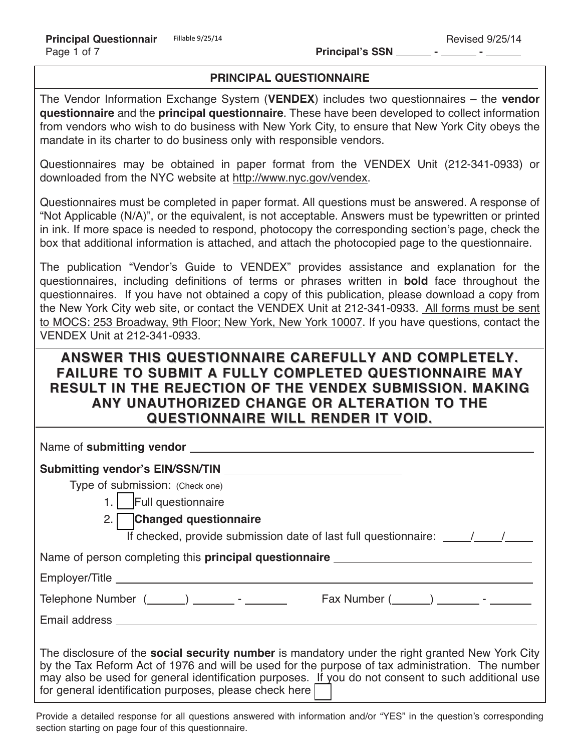Principal's SSN ______ - ______ - ______

## PRINCIPAL QUESTIONNAIRE

The Vendor Information Exchange System (**VENDEX**) includes two questionnaires – the **vendor questionnaire** and the **principal questionnaire**. These have been developed to collect information from vendors who wish to do business with New York City, to ensure that New York City obeys the mandate in its charter to do business only with responsible vendors.

Questionnaires may be obtained in paper format from the VENDEX Unit (212-341-0933) or downloaded from the NYC website at http://www.nyc.gov/vendex.

Questionnaires must be completed in paper format. All questions must be answered. A response of "Not Applicable (N/A)", or the equivalent, is not acceptable. Answers must be typewritten or printed in ink. If more space is needed to respond, photocopy the corresponding section's page, check the box that additional information is attached, and attach the photocopied page to the questionnaire.

The publication "Vendor's Guide to VENDEX" provides assistance and explanation for the questionnaires, including definitions of terms or phrases written in **bold** face throughout the questionnaires. If you have not obtained a copy of this publication, please download a copy from the New York City web site, or contact the VENDEX Unit at 212-341-0933. All forms must be sent to MOCS: 253 Broadway, 9th Floor; New York, New York 10007. If you have questions, contact the VENDEX Unit at 212-341-0933.

**ANSWER THIS QUESTIONNAIRE CAREFULLY AND COMPLETELY. FAILURE TO SUBMIT A FULLY COMPLETED QUESTIONNAIRE MAY RESULT IN THE REJECTION OF THE VENDEX SUBMISSION. MAKING ANY UNAUTHORIZED CHANGE OR ALTERATION TO THE QUESTIONNAIRE WILL RENDER IT VOID.**

Name of **submitting vendor** ______________________________

**Submitting vendor's EIN/SSN/TIN** ______________________________

Type of submission: (Check one)

1. ☐ Full questionnaire
2. ☐ **Changed questionnaire**

   If checked, provide submission date of last full questionnaire: ____/____/____

Name of person completing this **principal questionnaire** ______________________________

Employer/Title ______________________________

Telephone Number (______) ______ - ______ Fax Number (______) ______ - ______

Email address ______________________________

The disclosure of the **social security number** is mandatory under the right granted New York City by the Tax Reform Act of 1976 and will be used for the purpose of tax administration. The number may also be used for general identification purposes. If you do not consent to such additional use for general identification purposes, please check here ☐

Provide a detailed response for all questions answered with information and/or "YES" in the question's corresponding section starting on page four of this questionnaire.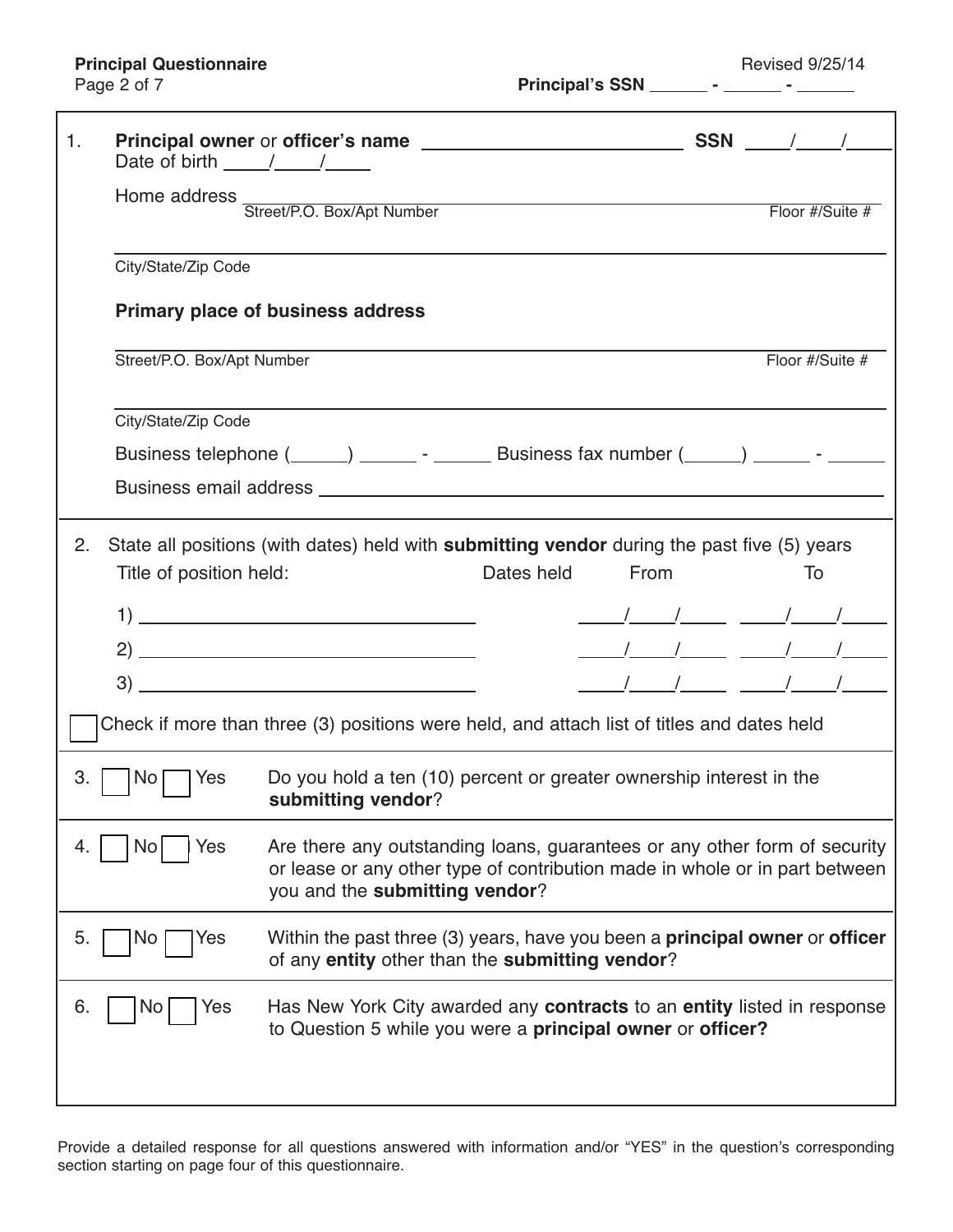**Principal Questionnaire**
Page 2 of 7

Revised 9/25/14

**Principal's SSN** ______ **-** ______ **-** ______

1. **Principal owner** or **officer's name** ________________________ **SSN** ____/____/____

   Date of birth ____/____/____

   Home address ____________________________________________
   Street/P.O. Box/Apt Number — Floor #/Suite #

   ____________________________________________
   City/State/Zip Code

   **Primary place of business address**

   ____________________________________________
   Street/P.O. Box/Apt Number — Floor #/Suite #

   ____________________________________________
   City/State/Zip Code

   Business telephone (_____) _____ - _____ Business fax number (_____) _____ - _____

   Business email address ____________________________________________

2. State all positions (with dates) held with **submitting vendor** during the past five (5) years

| Title of position held: | Dates held From | To |
|---|---|---|
| 1) ______________________ | ____/____/____ | ____/____/____ |
| 2) ______________________ | ____/____/____ | ____/____/____ |
| 3) ______________________ | ____/____/____ | ____/____/____ |

☐ Check if more than three (3) positions were held, and attach list of titles and dates held

3. ☐ No ☐ Yes — Do you hold a ten (10) percent or greater ownership interest in the **submitting vendor**?

4. ☐ No ☐ Yes — Are there any outstanding loans, guarantees or any other form of security or lease or any other type of contribution made in whole or in part between you and the **submitting vendor**?

5. ☐ No ☐ Yes — Within the past three (3) years, have you been a **principal owner** or **officer** of any **entity** other than the **submitting vendor**?

6. ☐ No ☐ Yes — Has New York City awarded any **contracts** to an **entity** listed in response to Question 5 while you were a **principal owner** or **officer?**

Provide a detailed response for all questions answered with information and/or "YES" in the question's corresponding section starting on page four of this questionnaire.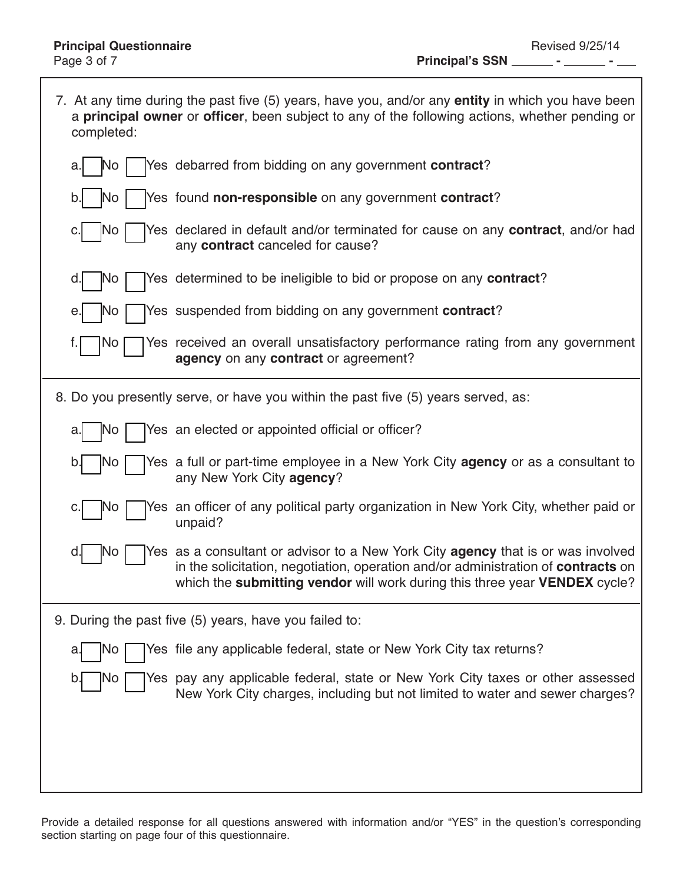7. At any time during the past five (5) years, have you, and/or any **entity** in which you have been a **principal owner** or **officer**, been subject to any of the following actions, whether pending or completed:

   a. ☐ No ☐ Yes debarred from bidding on any government **contract**?

   b. ☐ No ☐ Yes found **non-responsible** on any government **contract**?

   c. ☐ No ☐ Yes declared in default and/or terminated for cause on any **contract**, and/or had any **contract** canceled for cause?

   d. ☐ No ☐ Yes determined to be ineligible to bid or propose on any **contract**?

   e. ☐ No ☐ Yes suspended from bidding on any government **contract**?

   f. ☐ No ☐ Yes received an overall unsatisfactory performance rating from any government **agency** on any **contract** or agreement?

8. Do you presently serve, or have you within the past five (5) years served, as:

   a. ☐ No ☐ Yes an elected or appointed official or officer?

   b. ☐ No ☐ Yes a full or part-time employee in a New York City **agency** or as a consultant to any New York City **agency**?

   c. ☐ No ☐ Yes an officer of any political party organization in New York City, whether paid or unpaid?

   d. ☐ No ☐ Yes as a consultant or advisor to a New York City **agency** that is or was involved in the solicitation, negotiation, operation and/or administration of **contracts** on which the **submitting vendor** will work during this three year **VENDEX** cycle?

9. During the past five (5) years, have you failed to:

   a. ☐ No ☐ Yes file any applicable federal, state or New York City tax returns?

   b. ☐ No ☐ Yes pay any applicable federal, state or New York City taxes or other assessed New York City charges, including but not limited to water and sewer charges?

Provide a detailed response for all questions answered with information and/or "YES" in the question's corresponding section starting on page four of this questionnaire.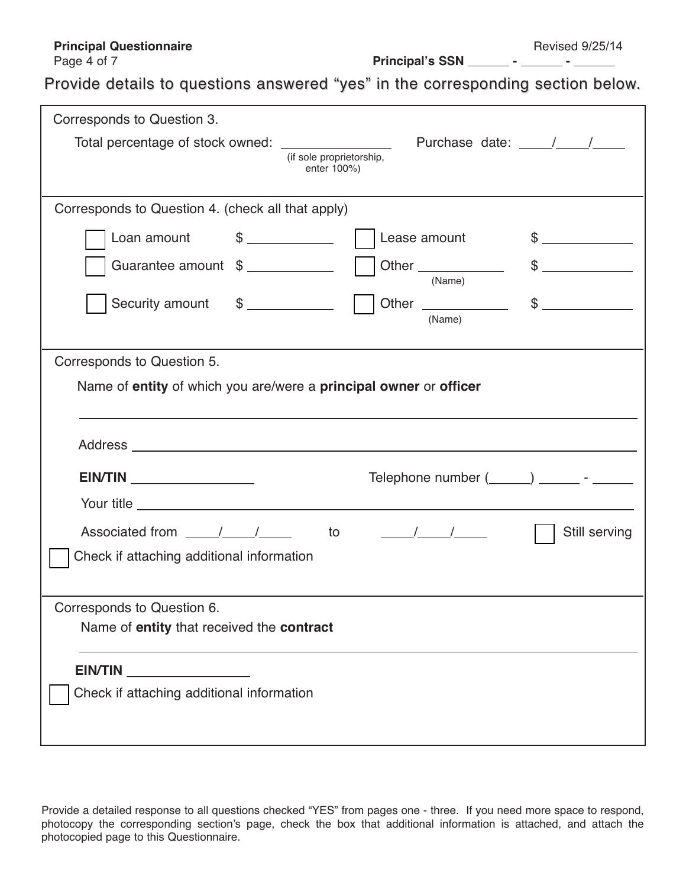**Principal Questionnaire**

Revised 9/25/14

**Principal's SSN** ______ - ______ - ______

Provide details to questions answered "yes" in the corresponding section below.

Corresponds to Question 3.

Total percentage of stock owned: _______________ (if sole proprietorship, enter 100%)

Purchase date: ____/____/____

Corresponds to Question 4. (check all that apply)

| | | | |
|---|---|---|---|
| ☐ Loan amount | $ ___________ | ☐ Lease amount | $ ___________ |
| ☐ Guarantee amount | $ ___________ | ☐ Other ___________ (Name) | $ ___________ |
| ☐ Security amount | $ ___________ | ☐ Other ___________ (Name) | $ ___________ |

Corresponds to Question 5.

Name of **entity** of which you are/were a **principal owner** or **officer**

_______________________________________________

Address _______________________________________________

**EIN/TIN** _______________ Telephone number (_____) _____ - _____

Your title _______________________________________________

Associated from ____/____/____ to ____/____/____ ☐ Still serving

☐ Check if attaching additional information

Corresponds to Question 6.

Name of **entity** that received the **contract**

_______________________________________________

**EIN/TIN** _______________

☐ Check if attaching additional information

Provide a detailed response to all questions checked "YES" from pages one - three. If you need more space to respond, photocopy the corresponding section's page, check the box that additional information is attached, and attach the photocopied page to this Questionnaire.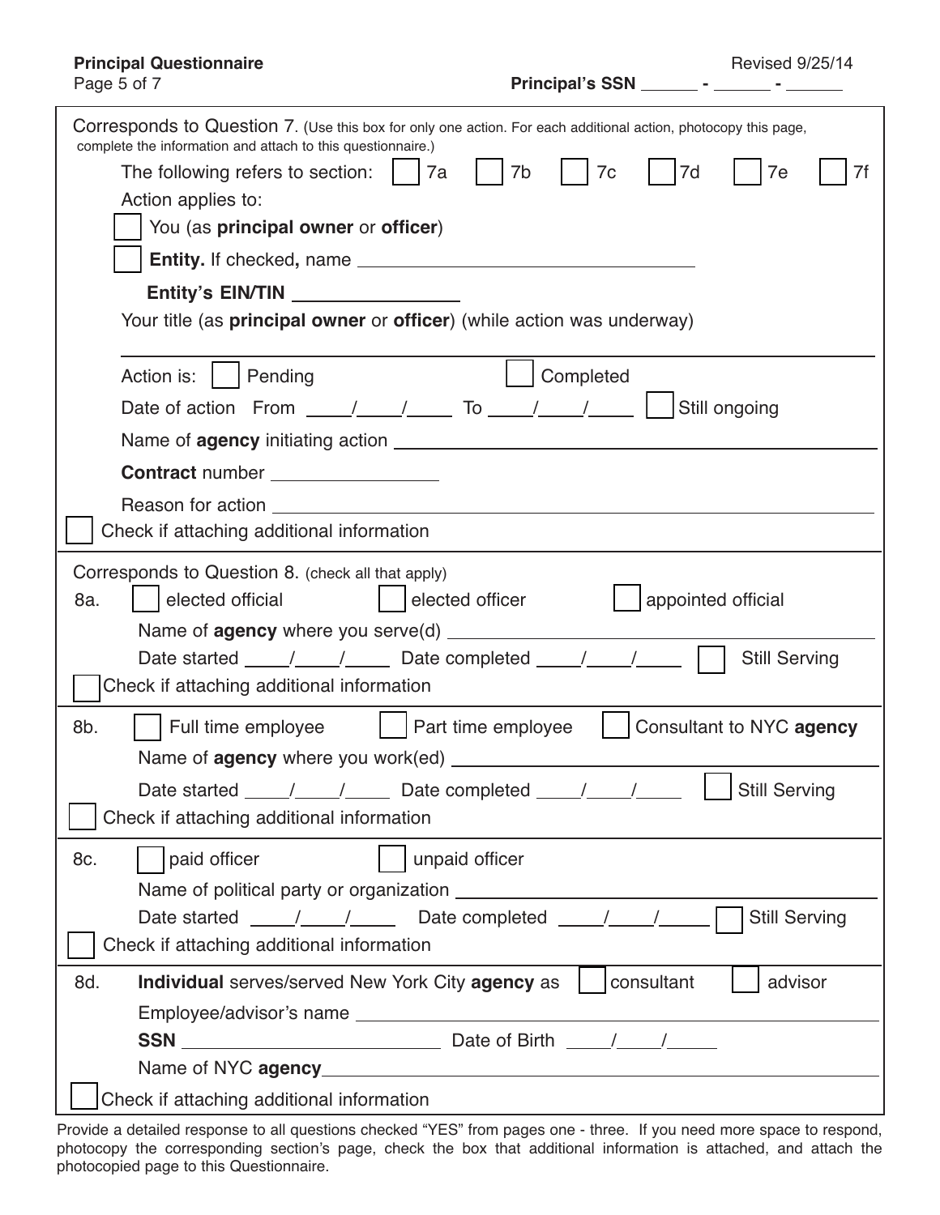**Principal Questionnaire** | Revised 9/25/14

**Principal's SSN** ______ - ______ - ______

Corresponds to Question 7. (Use this box for only one action. For each additional action, photocopy this page, complete the information and attach to this questionnaire.)

The following refers to section: ☐ 7a ☐ 7b ☐ 7c ☐ 7d ☐ 7e ☐ 7f

Action applies to:

☐ You (as **principal owner** or **officer**)

☐ **Entity.** If checked**,** name ______________________________

**Entity's EIN/TIN** ________________

Your title (as **principal owner** or **officer**) (while action was underway)

______________________________________________________________

Action is: ☐ Pending ☐ Completed

Date of action From ____/____/____ To ____/____/____ ☐ Still ongoing

Name of **agency** initiating action ______________________________

**Contract** number ________________

Reason for action ______________________________

☐ Check if attaching additional information

---

Corresponds to Question 8. (check all that apply)

8a. ☐ elected official ☐ elected officer ☐ appointed official

Name of **agency** where you serve(d) ______________________________

Date started ____/____/____ Date completed ____/____/____ ☐ Still Serving

☐ Check if attaching additional information

---

8b. ☐ Full time employee ☐ Part time employee ☐ Consultant to NYC **agency**

Name of **agency** where you work(ed) ______________________________

Date started ____/____/____ Date completed ____/____/____ ☐ Still Serving

☐ Check if attaching additional information

---

8c. ☐ paid officer ☐ unpaid officer

Name of political party or organization ______________________________

Date started ____/____/____ Date completed ____/____/____ ☐ Still Serving

☐ Check if attaching additional information

---

8d. **Individual** serves/served New York City **agency** as ☐ consultant ☐ advisor

Employee/advisor's name ______________________________

**SSN** ________________________ Date of Birth ____/____/____

Name of NYC **agency** ______________________________

☐ Check if attaching additional information

---

Provide a detailed response to all questions checked "YES" from pages one - three. If you need more space to respond, photocopy the corresponding section's page, check the box that additional information is attached, and attach the photocopied page to this Questionnaire.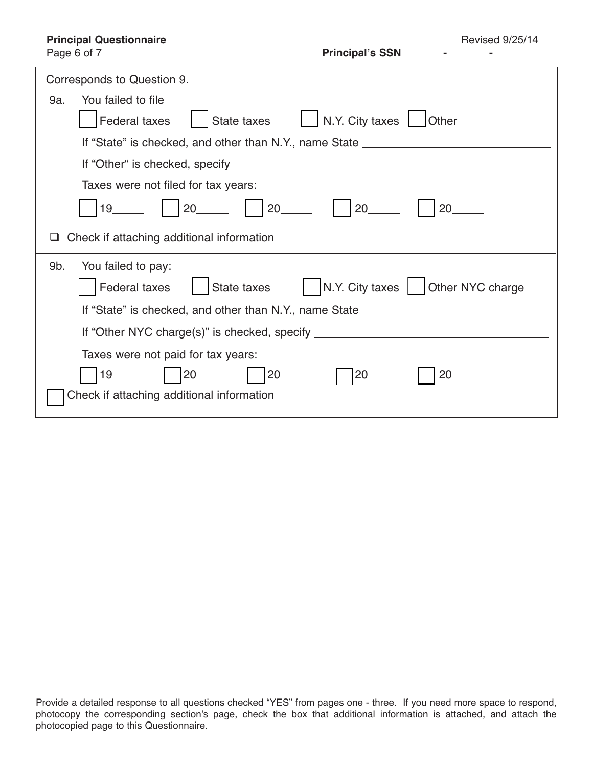Corresponds to Question 9.

9a. You failed to file

☐ Federal taxes ☐ State taxes ☐ N.Y. City taxes ☐ Other

If "State" is checked, and other than N.Y., name State ______________________________

If "Other" is checked, specify ______________________________________________________

Taxes were not filed for tax years:

☐ 19_____ ☐ 20_____ ☐ 20_____ ☐ 20_____ ☐ 20_____

☐ Check if attaching additional information

9b. You failed to pay:

☐ Federal taxes ☐ State taxes ☐ N.Y. City taxes ☐ Other NYC charge

If "State" is checked, and other than N.Y., name State ______________________________

If "Other NYC charge(s)" is checked, specify ____________________________________

Taxes were not paid for tax years:

☐ 19_____ ☐ 20_____ ☐ 20_____ ☐ 20_____ ☐ 20_____

☐ Check if attaching additional information

Provide a detailed response to all questions checked "YES" from pages one - three. If you need more space to respond, photocopy the corresponding section's page, check the box that additional information is attached, and attach the photocopied page to this Questionnaire.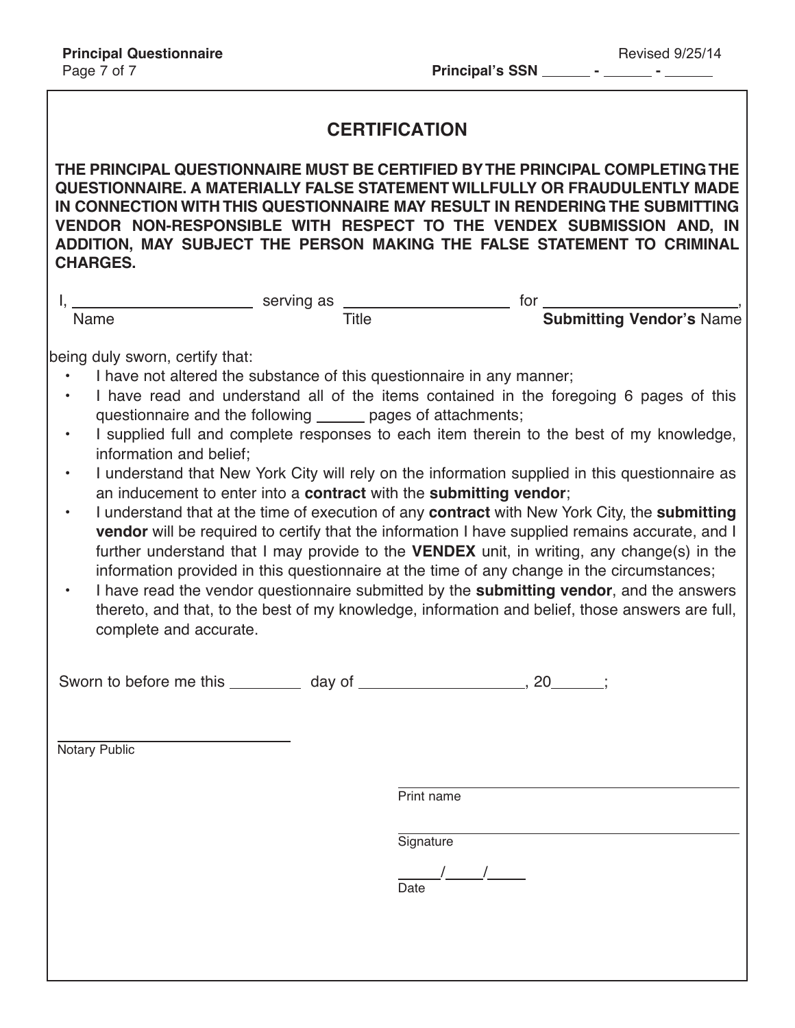**Principal's SSN ______ - ______ - ______**

## CERTIFICATION

**THE PRINCIPAL QUESTIONNAIRE MUST BE CERTIFIED BY THE PRINCIPAL COMPLETING THE QUESTIONNAIRE. A MATERIALLY FALSE STATEMENT WILLFULLY OR FRAUDULENTLY MADE IN CONNECTION WITH THIS QUESTIONNAIRE MAY RESULT IN RENDERING THE SUBMITTING VENDOR NON-RESPONSIBLE WITH RESPECT TO THE VENDEX SUBMISSION AND, IN ADDITION, MAY SUBJECT THE PERSON MAKING THE FALSE STATEMENT TO CRIMINAL CHARGES.**

I, ______________________ serving as ____________________ for ________________________,
Name Title **Submitting Vendor's** Name

being duly sworn, certify that:

- I have not altered the substance of this questionnaire in any manner;
- I have read and understand all of the items contained in the foregoing 6 pages of this questionnaire and the following ______ pages of attachments;
- I supplied full and complete responses to each item therein to the best of my knowledge, information and belief;
- I understand that New York City will rely on the information supplied in this questionnaire as an inducement to enter into a **contract** with the **submitting vendor**;
- I understand that at the time of execution of any **contract** with New York City, the **submitting vendor** will be required to certify that the information I have supplied remains accurate, and I further understand that I may provide to the **VENDEX** unit, in writing, any change(s) in the information provided in this questionnaire at the time of any change in the circumstances;
- I have read the vendor questionnaire submitted by the **submitting vendor**, and the answers thereto, and that, to the best of my knowledge, information and belief, those answers are full, complete and accurate.

Sworn to before me this ________ day of __________________, 20______;

____________________________
Notary Public

____________________________
Print name

____________________________
Signature

_____/_____/_____
Date